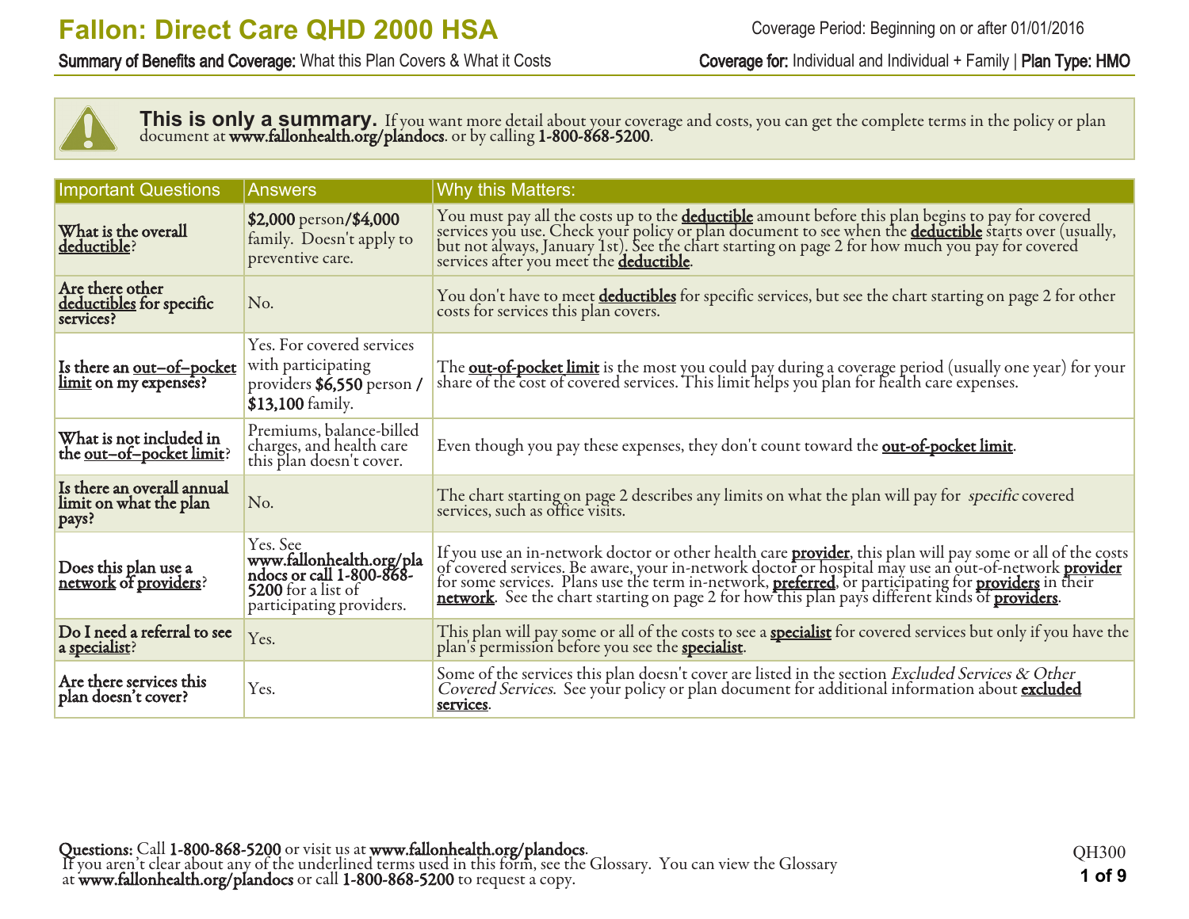# Fallon: Direct Care QHD 2000 HSA

Coverage Period: Beginning on or after 01/01/2016

**Summary of Benefits and Coverage:** What this Plan Covers & What it Costs

**Coverage for:** Individual and Individual + Family | **Plan Type: HMO**

**This is only a summary.** If you want more detail about your coverage and costs, you can get the complete terms in the policy or plan document at **www.fallonhealth.org/plandocs**. or by calling **1-800-868-5200**.

| Important Questions | Answers | Why this Matters: |
|---|---|---|
| **What is the overall deductible?** | **$2,000** person/**$4,000** family. Doesn't apply to preventive care. | You must pay all the costs up to the **deductible** amount before this plan begins to pay for covered services you use. Check your policy or plan document to see when the **deductible** starts over (usually, but not always, January 1st). See the chart starting on page 2 for how much you pay for covered services after you meet the **deductible**. |
| **Are there other deductibles for specific services?** | No. | You don't have to meet **deductibles** for specific services, but see the chart starting on page 2 for other costs for services this plan covers. |
| **Is there an out–of–pocket limit on my expenses?** | Yes. For covered services with participating providers **$6,550** person / **$13,100** family. | The **out-of-pocket limit** is the most you could pay during a coverage period (usually one year) for your share of the cost of covered services. This limit helps you plan for health care expenses. |
| **What is not included in the out–of–pocket limit?** | Premiums, balance-billed charges, and health care this plan doesn't cover. | Even though you pay these expenses, they don't count toward the **out-of-pocket limit**. |
| **Is there an overall annual limit on what the plan pays?** | No. | The chart starting on page 2 describes any limits on what the plan will pay for *specific* covered services, such as office visits. |
| **Does this plan use a network of providers?** | Yes. See **www.fallonhealth.org/plandocs or call 1-800-868-5200** for a list of participating providers. | If you use an in-network doctor or other health care **provider**, this plan will pay some or all of the costs of covered services. Be aware, your in-network doctor or hospital may use an out-of-network **provider** for some services. Plans use the term in-network, **preferred**, or participating for **providers** in their **network**. See the chart starting on page 2 for how this plan pays different kinds of **providers**. |
| **Do I need a referral to see a specialist?** | Yes. | This plan will pay some or all of the costs to see a **specialist** for covered services but only if you have the plan's permission before you see the **specialist**. |
| **Are there services this plan doesn't cover?** | Yes. | Some of the services this plan doesn't cover are listed in the section *Excluded Services & Other Covered Services*. See your policy or plan document for additional information about **excluded services**. |

**Questions:** Call **1-800-868-5200** or visit us at **www.fallonhealth.org/plandocs**.
If you aren't clear about any of the underlined terms used in this form, see the Glossary. You can view the Glossary at **www.fallonhealth.org/plandocs** or call **1-800-868-5200** to request a copy.

QH300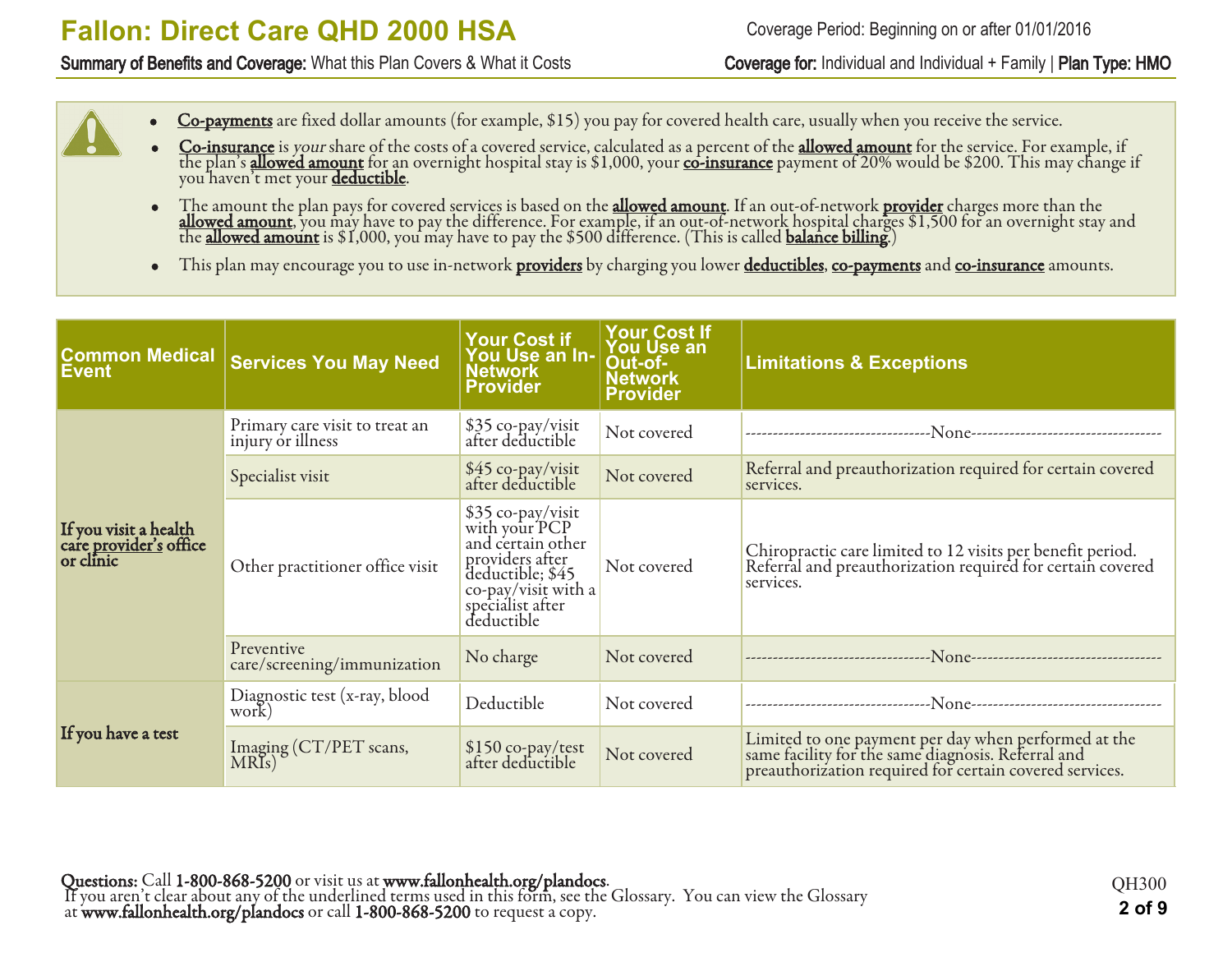# Fallon: Direct Care QHD 2000 HSA

Coverage Period: Beginning on or after 01/01/2016

**Summary of Benefits and Coverage:** What this Plan Covers & What it Costs

**Coverage for:** Individual and Individual + Family | **Plan Type: HMO**

- **Co-payments** are fixed dollar amounts (for example, $15) you pay for covered health care, usually when you receive the service.
- **Co-insurance** is *your* share of the costs of a covered service, calculated as a percent of the **allowed amount** for the service. For example, if the plan's **allowed amount** for an overnight hospital stay is $1,000, your **co-insurance** payment of 20% would be $200. This may change if you haven't met your **deductible**.
- The amount the plan pays for covered services is based on the **allowed amount**. If an out-of-network **provider** charges more than the **allowed amount**, you may have to pay the difference. For example, if an out-of-network hospital charges $1,500 for an overnight stay and the **allowed amount** is $1,000, you may have to pay the $500 difference. (This is called **balance billing**.)
- This plan may encourage you to use in-network **providers** by charging you lower **deductibles**, **co-payments** and **co-insurance** amounts.

| Common Medical Event | Services You May Need | Your Cost if You Use an In-Network Provider | Your Cost If You Use an Out-of-Network Provider | Limitations & Exceptions |
|---|---|---|---|---|
| **If you visit a health care provider's office or clinic** | Primary care visit to treat an injury or illness | $35 co-pay/visit after deductible | Not covered | ----None---- |
| | Specialist visit | $45 co-pay/visit after deductible | Not covered | Referral and preauthorization required for certain covered services. |
| | Other practitioner office visit | $35 co-pay/visit with your PCP and certain other providers after deductible; $45 co-pay/visit with a specialist after deductible | Not covered | Chiropractic care limited to 12 visits per benefit period. Referral and preauthorization required for certain covered services. |
| | Preventive care/screening/immunization | No charge | Not covered | ----None---- |
| **If you have a test** | Diagnostic test (x-ray, blood work) | Deductible | Not covered | ----None---- |
| | Imaging (CT/PET scans, MRIs) | $150 co-pay/test after deductible | Not covered | Limited to one payment per day when performed at the same facility for the same diagnosis. Referral and preauthorization required for certain covered services. |

**Questions:** Call **1-800-868-5200** or visit us at **www.fallonhealth.org/plandocs**.
If you aren't clear about any of the underlined terms used in this form, see the Glossary. You can view the Glossary at **www.fallonhealth.org/plandocs** or call **1-800-868-5200** to request a copy.

QH300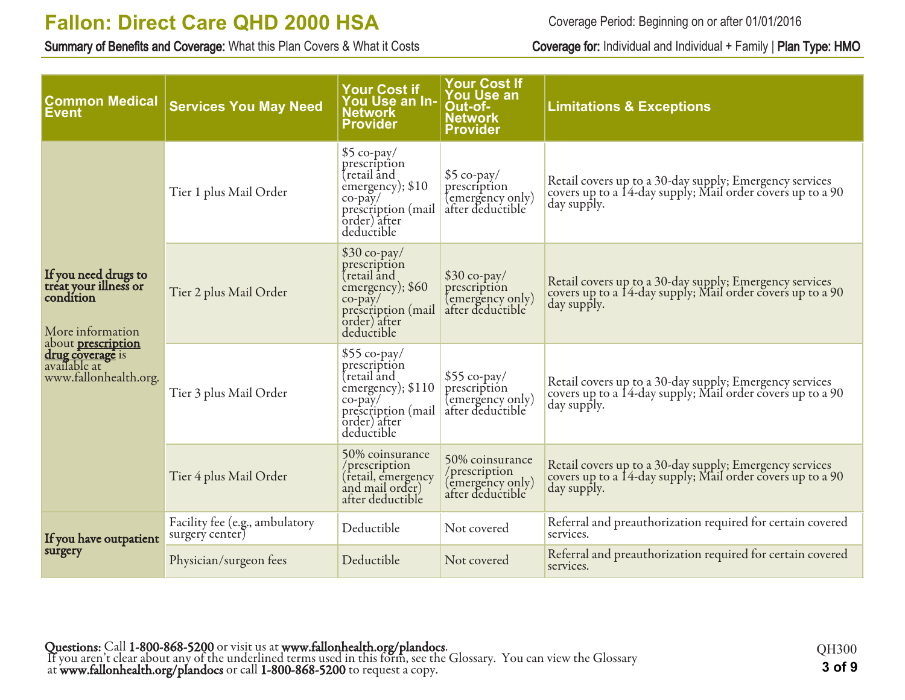| Common Medical Event | Services You May Need | Your Cost if You Use an In-Network Provider | Your Cost If You Use an Out-of-Network Provider | Limitations & Exceptions |
|---|---|---|---|---|
| **If you need drugs to treat your illness or condition**<br><br>More information about **prescription drug coverage** is available at www.fallonhealth.org. | Tier 1 plus Mail Order | $5 co-pay/ prescription (retail and emergency); $10 co-pay/ prescription (mail order) after deductible | $5 co-pay/ prescription (emergency only) after deductible | Retail covers up to a 30-day supply; Emergency services covers up to a 14-day supply; Mail order covers up to a 90 day supply. |
| | Tier 2 plus Mail Order | $30 co-pay/ prescription (retail and emergency); $60 co-pay/ prescription (mail order) after deductible | $30 co-pay/ prescription (emergency only) after deductible | Retail covers up to a 30-day supply; Emergency services covers up to a 14-day supply; Mail order covers up to a 90 day supply. |
| | Tier 3 plus Mail Order | $55 co-pay/ prescription (retail and emergency); $110 co-pay/ prescription (mail order) after deductible | $55 co-pay/ prescription (emergency only) after deductible | Retail covers up to a 30-day supply; Emergency services covers up to a 14-day supply; Mail order covers up to a 90 day supply. |
| | Tier 4 plus Mail Order | 50% coinsurance /prescription (retail, emergency and mail order) after deductible | 50% coinsurance /prescription (emergency only) after deductible | Retail covers up to a 30-day supply; Emergency services covers up to a 14-day supply; Mail order covers up to a 90 day supply. |
| **If you have outpatient surgery** | Facility fee (e.g., ambulatory surgery center) | Deductible | Not covered | Referral and preauthorization required for certain covered services. |
| | Physician/surgeon fees | Deductible | Not covered | Referral and preauthorization required for certain covered services. |

**Questions:** Call **1-800-868-5200** or visit us at **www.fallonhealth.org/plandocs**.
If you aren't clear about any of the underlined terms used in this form, see the Glossary. You can view the Glossary at **www.fallonhealth.org/plandocs** or call **1-800-868-5200** to request a copy.

QH300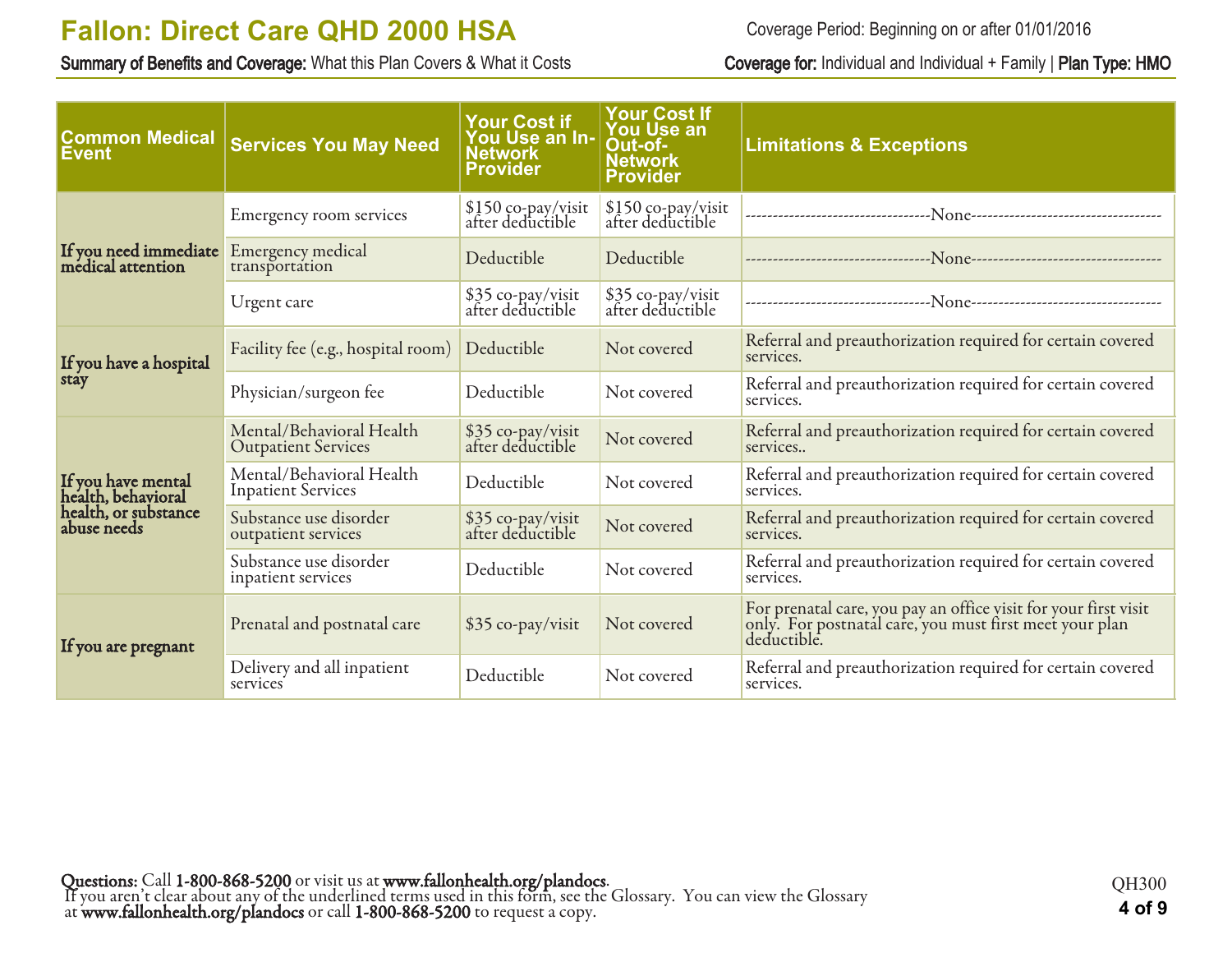| Common Medical Event | Services You May Need | Your Cost if You Use an In-Network Provider | Your Cost If You Use an Out-of-Network Provider | Limitations & Exceptions |
|---|---|---|---|---|
| If you need immediate medical attention | Emergency room services | $150 co-pay/visit after deductible | $150 co-pay/visit after deductible | ---------------------------------None---------------------------------- |
| | Emergency medical transportation | Deductible | Deductible | ---------------------------------None---------------------------------- |
| | Urgent care | $35 co-pay/visit after deductible | $35 co-pay/visit after deductible | ---------------------------------None---------------------------------- |
| If you have a hospital stay | Facility fee (e.g., hospital room) | Deductible | Not covered | Referral and preauthorization required for certain covered services. |
| | Physician/surgeon fee | Deductible | Not covered | Referral and preauthorization required for certain covered services. |
| If you have mental health, behavioral health, or substance abuse needs | Mental/Behavioral Health Outpatient Services | $35 co-pay/visit after deductible | Not covered | Referral and preauthorization required for certain covered services.. |
| | Mental/Behavioral Health Inpatient Services | Deductible | Not covered | Referral and preauthorization required for certain covered services. |
| | Substance use disorder outpatient services | $35 co-pay/visit after deductible | Not covered | Referral and preauthorization required for certain covered services. |
| | Substance use disorder inpatient services | Deductible | Not covered | Referral and preauthorization required for certain covered services. |
| If you are pregnant | Prenatal and postnatal care | $35 co-pay/visit | Not covered | For prenatal care, you pay an office visit for your first visit only. For postnatal care, you must first meet your plan deductible. |
| | Delivery and all inpatient services | Deductible | Not covered | Referral and preauthorization required for certain covered services. |

**Questions:** Call **1-800-868-5200** or visit us at **www.fallonhealth.org/plandocs**.
If you aren't clear about any of the underlined terms used in this form, see the Glossary. You can view the Glossary at **www.fallonhealth.org/plandocs** or call **1-800-868-5200** to request a copy.

QH300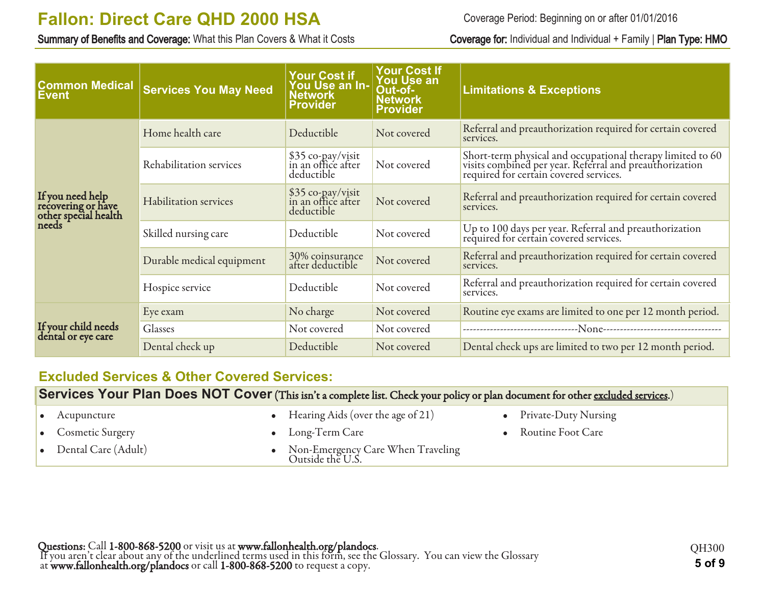| Common Medical Event | Services You May Need | Your Cost if You Use an In-Network Provider | Your Cost If You Use an Out-of-Network Provider | Limitations & Exceptions |
|---|---|---|---|---|
| If you need help recovering or have other special health needs | Home health care | Deductible | Not covered | Referral and preauthorization required for certain covered services. |
| | Rehabilitation services | $35 co-pay/visit in an office after deductible | Not covered | Short-term physical and occupational therapy limited to 60 visits combined per year. Referral and preauthorization required for certain covered services. |
| | Habilitation services | $35 co-pay/visit in an office after deductible | Not covered | Referral and preauthorization required for certain covered services. |
| | Skilled nursing care | Deductible | Not covered | Up to 100 days per year. Referral and preauthorization required for certain covered services. |
| | Durable medical equipment | 30% coinsurance after deductible | Not covered | Referral and preauthorization required for certain covered services. |
| | Hospice service | Deductible | Not covered | Referral and preauthorization required for certain covered services. |
| If your child needs dental or eye care | Eye exam | No charge | Not covered | Routine eye exams are limited to one per 12 month period. |
| | Glasses | Not covered | Not covered | ---------------------------------None---------------------------------- |
| | Dental check up | Deductible | Not covered | Dental check ups are limited to two per 12 month period. |

## Excluded Services & Other Covered Services:

### Services Your Plan Does NOT Cover (This isn't a complete list. Check your policy or plan document for other excluded services.)

- Acupuncture
- Cosmetic Surgery
- Dental Care (Adult)
- Hearing Aids (over the age of 21)
- Long-Term Care
- Non-Emergency Care When Traveling Outside the U.S.
- Private-Duty Nursing
- Routine Foot Care

**Questions:** Call **1-800-868-5200** or visit us at **www.fallonhealth.org/plandocs**.
If you aren't clear about any of the underlined terms used in this form, see the Glossary. You can view the Glossary at **www.fallonhealth.org/plandocs** or call **1-800-868-5200** to request a copy.

QH300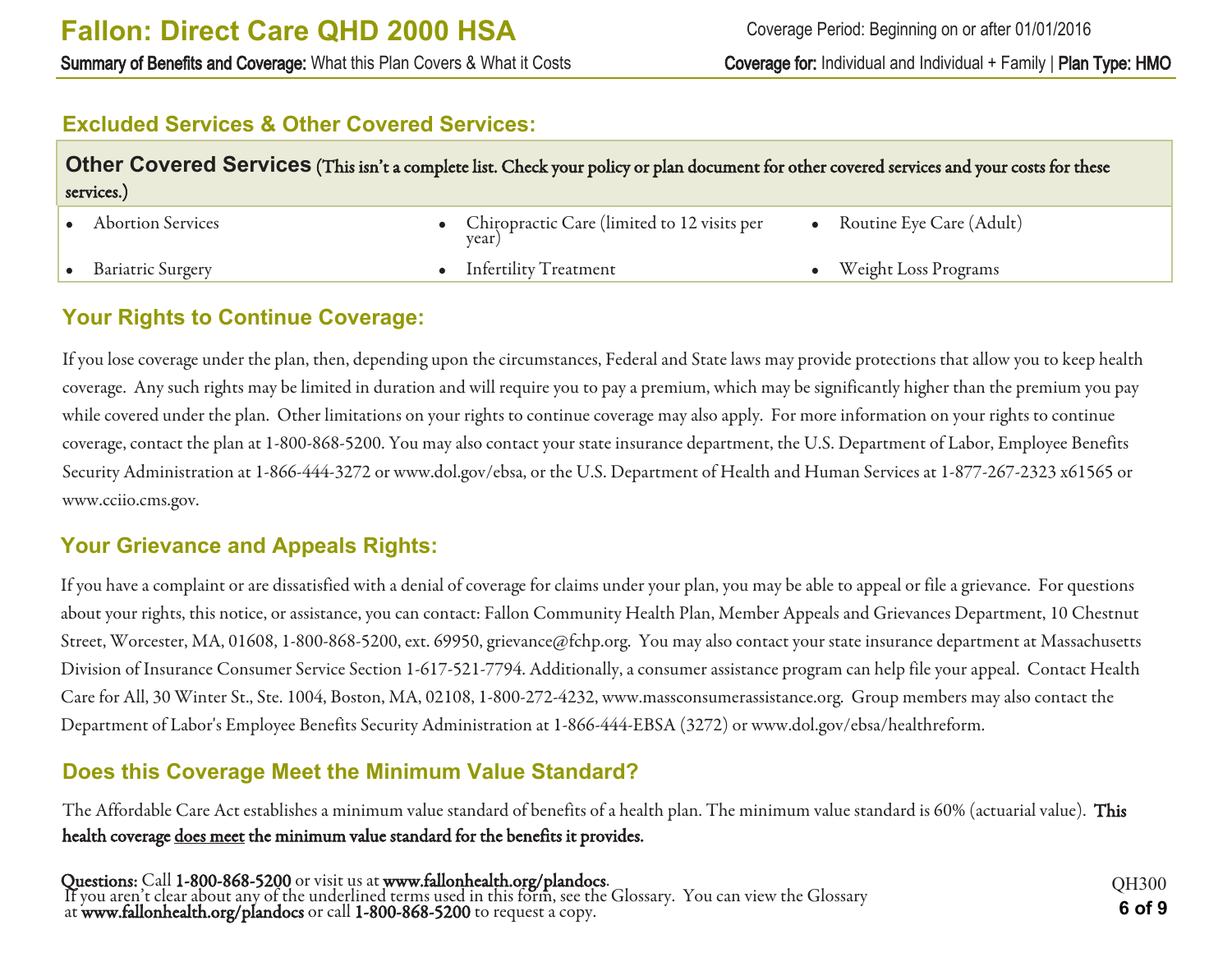## Excluded Services & Other Covered Services:

**Other Covered Services** (This isn't a complete list. Check your policy or plan document for other covered services and your costs for these services.)

- Abortion Services
- Bariatric Surgery
- Chiropractic Care (limited to 12 visits per year)
- Infertility Treatment
- Routine Eye Care (Adult)
- Weight Loss Programs

## Your Rights to Continue Coverage:

If you lose coverage under the plan, then, depending upon the circumstances, Federal and State laws may provide protections that allow you to keep health coverage. Any such rights may be limited in duration and will require you to pay a premium, which may be significantly higher than the premium you pay while covered under the plan. Other limitations on your rights to continue coverage may also apply. For more information on your rights to continue coverage, contact the plan at 1-800-868-5200. You may also contact your state insurance department, the U.S. Department of Labor, Employee Benefits Security Administration at 1-866-444-3272 or www.dol.gov/ebsa, or the U.S. Department of Health and Human Services at 1-877-267-2323 x61565 or www.cciio.cms.gov.

## Your Grievance and Appeals Rights:

If you have a complaint or are dissatisfied with a denial of coverage for claims under your plan, you may be able to appeal or file a grievance. For questions about your rights, this notice, or assistance, you can contact: Fallon Community Health Plan, Member Appeals and Grievances Department, 10 Chestnut Street, Worcester, MA, 01608, 1-800-868-5200, ext. 69950, grievance@fchp.org. You may also contact your state insurance department at Massachusetts Division of Insurance Consumer Service Section 1-617-521-7794. Additionally, a consumer assistance program can help file your appeal. Contact Health Care for All, 30 Winter St., Ste. 1004, Boston, MA, 02108, 1-800-272-4232, www.massconsumerassistance.org. Group members may also contact the Department of Labor's Employee Benefits Security Administration at 1-866-444-EBSA (3272) or www.dol.gov/ebsa/healthreform.

## Does this Coverage Meet the Minimum Value Standard?

The Affordable Care Act establishes a minimum value standard of benefits of a health plan. The minimum value standard is 60% (actuarial value). **This health coverage does meet the minimum value standard for the benefits it provides.**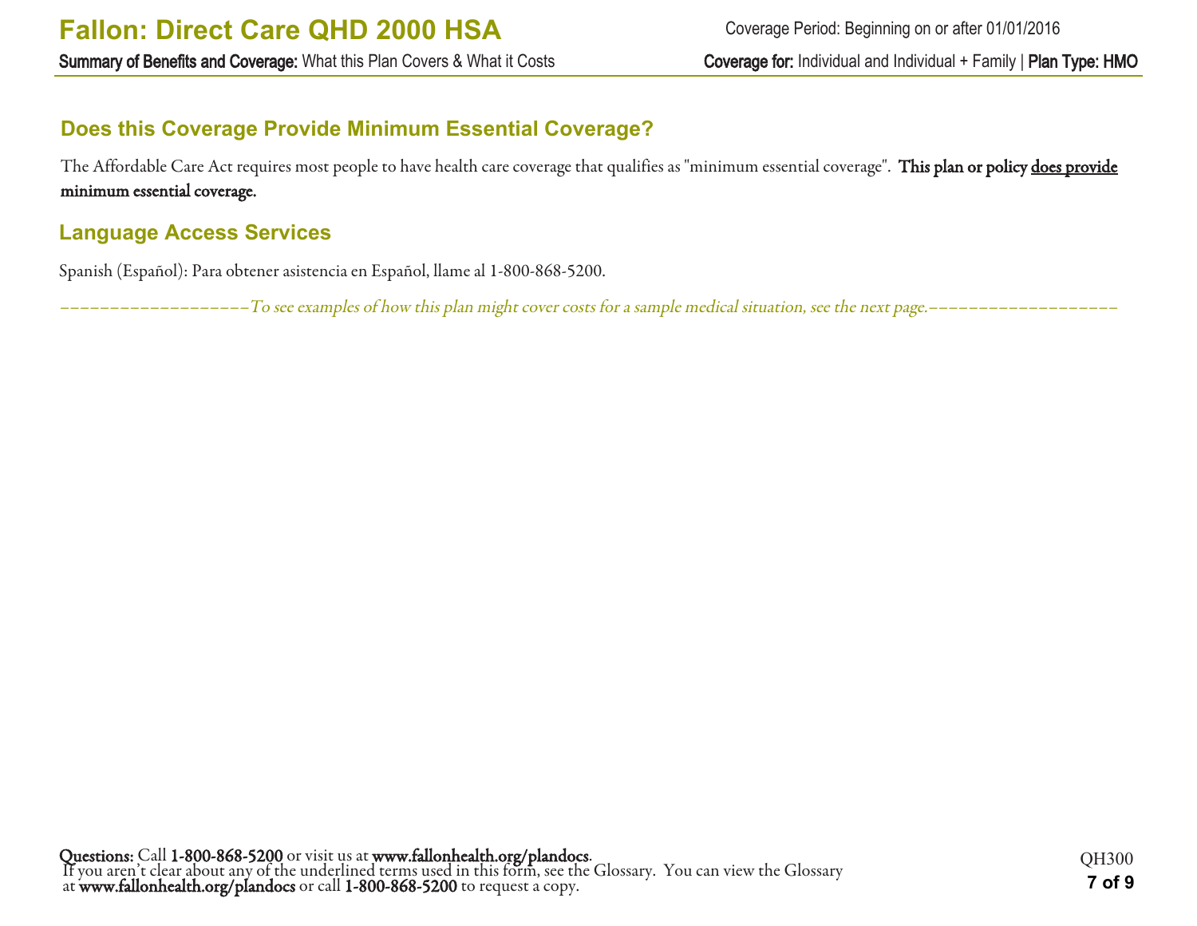## Does this Coverage Provide Minimum Essential Coverage?

The Affordable Care Act requires most people to have health care coverage that qualifies as "minimum essential coverage". **This plan or policy <u>does provide</u> minimum essential coverage.**

## Language Access Services

Spanish (Español): Para obtener asistencia en Español, llame al 1-800-868-5200.

*--------------------To see examples of how this plan might cover costs for a sample medical situation, see the next page.--------------------*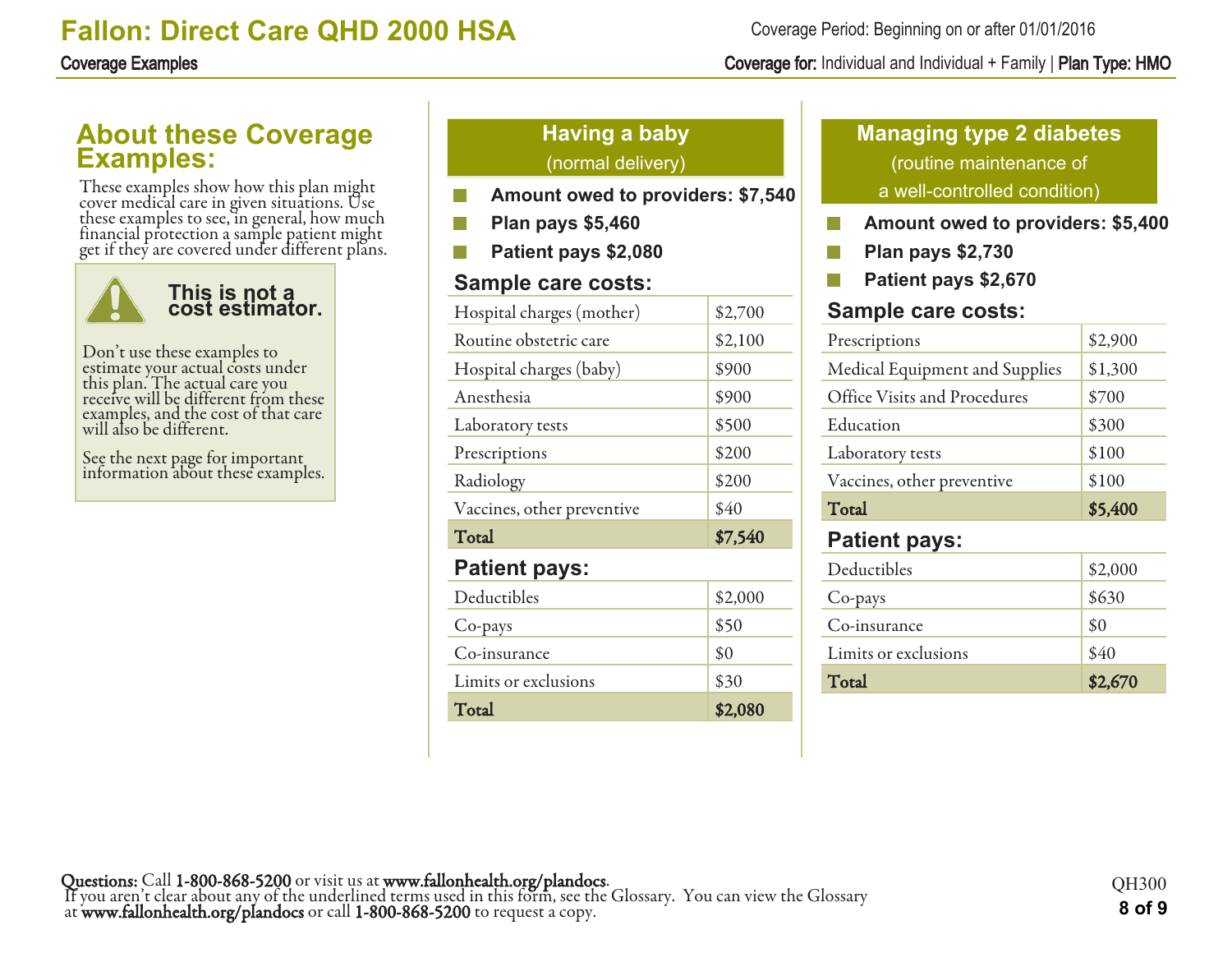# Fallon: Direct Care QHD 2000 HSA

Coverage Period: Beginning on or after 01/01/2016

**Coverage Examples**

**Coverage for:** Individual and Individual + Family | **Plan Type: HMO**

## About these Coverage Examples:

These examples show how this plan might cover medical care in given situations. Use these examples to see, in general, how much financial protection a sample patient might get if they are covered under different plans.

> **This is not a cost estimator.**
>
> Don't use these examples to estimate your actual costs under this plan. The actual care you receive will be different from these examples, and the cost of that care will also be different.
>
> See the next page for important information about these examples.

## Having a baby (normal delivery)

- **Amount owed to providers: $7,540**
- **Plan pays $5,460**
- **Patient pays $2,080**

### Sample care costs:

| Sample care costs | |
|---|---|
| Hospital charges (mother) | $2,700 |
| Routine obstetric care | $2,100 |
| Hospital charges (baby) | $900 |
| Anesthesia | $900 |
| Laboratory tests | $500 |
| Prescriptions | $200 |
| Radiology | $200 |
| Vaccines, other preventive | $40 |
| **Total** | **$7,540** |

### Patient pays:

| Patient pays | |
|---|---|
| Deductibles | $2,000 |
| Co-pays | $50 |
| Co-insurance | $0 |
| Limits or exclusions | $30 |
| **Total** | **$2,080** |

## Managing type 2 diabetes (routine maintenance of a well-controlled condition)

- **Amount owed to providers: $5,400**
- **Plan pays $2,730**
- **Patient pays $2,670**

### Sample care costs:

| Sample care costs | |
|---|---|
| Prescriptions | $2,900 |
| Medical Equipment and Supplies | $1,300 |
| Office Visits and Procedures | $700 |
| Education | $300 |
| Laboratory tests | $100 |
| Vaccines, other preventive | $100 |
| **Total** | **$5,400** |

### Patient pays:

| Patient pays | |
|---|---|
| Deductibles | $2,000 |
| Co-pays | $630 |
| Co-insurance | $0 |
| Limits or exclusions | $40 |
| **Total** | **$2,670** |

**Questions:** Call **1-800-868-5200** or visit us at **www.fallonhealth.org/plandocs**.
If you aren't clear about any of the underlined terms used in this form, see the Glossary. You can view the Glossary at **www.fallonhealth.org/plandocs** or call **1-800-868-5200** to request a copy.

QH300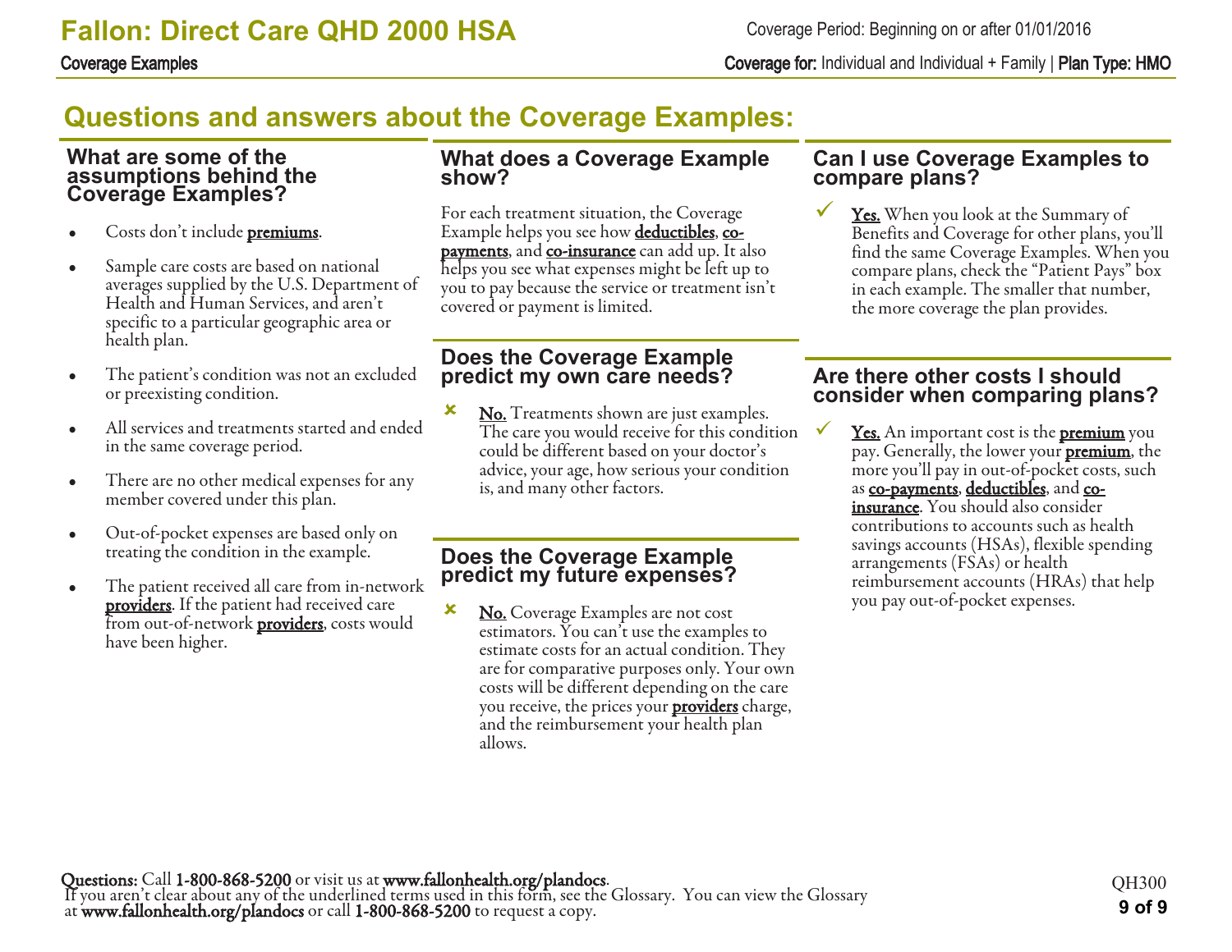# Questions and answers about the Coverage Examples:

## What are some of the assumptions behind the Coverage Examples?

- Costs don't include **premiums**.
- Sample care costs are based on national averages supplied by the U.S. Department of Health and Human Services, and aren't specific to a particular geographic area or health plan.
- The patient's condition was not an excluded or preexisting condition.
- All services and treatments started and ended in the same coverage period.
- There are no other medical expenses for any member covered under this plan.
- Out-of-pocket expenses are based only on treating the condition in the example.
- The patient received all care from in-network **providers**. If the patient had received care from out-of-network **providers**, costs would have been higher.

## What does a Coverage Example show?

For each treatment situation, the Coverage Example helps you see how **deductibles**, **co-payments**, and **co-insurance** can add up. It also helps you see what expenses might be left up to you to pay because the service or treatment isn't covered or payment is limited.

## Does the Coverage Example predict my own care needs?

✘ **No.** Treatments shown are just examples. The care you would receive for this condition could be different based on your doctor's advice, your age, how serious your condition is, and many other factors.

## Does the Coverage Example predict my future expenses?

✘ **No.** Coverage Examples are not cost estimators. You can't use the examples to estimate costs for an actual condition. They are for comparative purposes only. Your own costs will be different depending on the care you receive, the prices your **providers** charge, and the reimbursement your health plan allows.

## Can I use Coverage Examples to compare plans?

✓ **Yes.** When you look at the Summary of Benefits and Coverage for other plans, you'll find the same Coverage Examples. When you compare plans, check the "Patient Pays" box in each example. The smaller that number, the more coverage the plan provides.

## Are there other costs I should consider when comparing plans?

✓ **Yes.** An important cost is the **premium** you pay. Generally, the lower your **premium**, the more you'll pay in out-of-pocket costs, such as **co-payments**, **deductibles**, and **co-insurance**. You should also consider contributions to accounts such as health savings accounts (HSAs), flexible spending arrangements (FSAs) or health reimbursement accounts (HRAs) that help you pay out-of-pocket expenses.

**Questions:** Call **1-800-868-5200** or visit us at **www.fallonhealth.org/plandocs**.
If you aren't clear about any of the underlined terms used in this form, see the Glossary. You can view the Glossary at **www.fallonhealth.org/plandocs** or call **1-800-868-5200** to request a copy.

QH300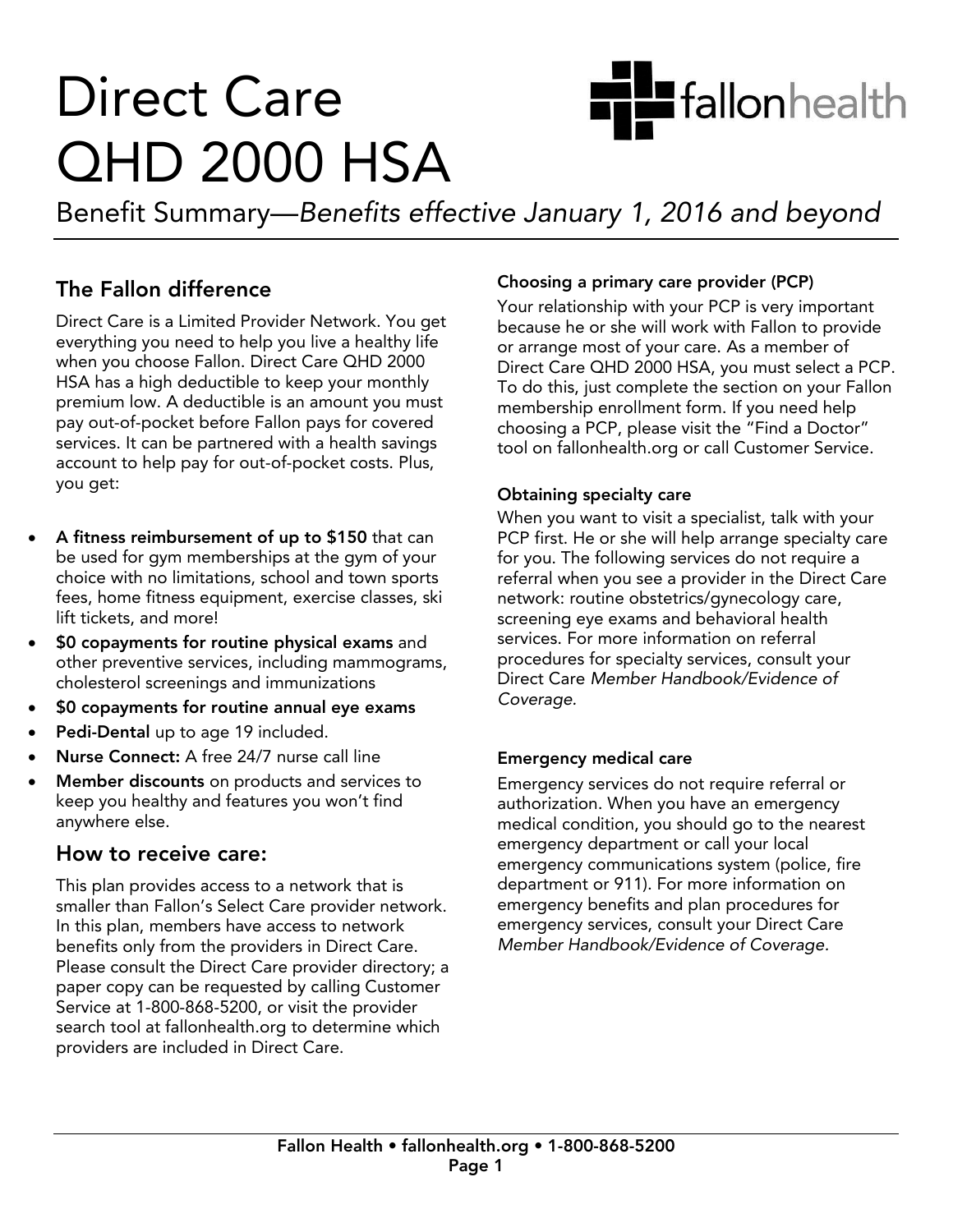# Direct Care QHD 2000 HSA

Benefit Summary—*Benefits effective January 1, 2016 and beyond*

## The Fallon difference

Direct Care is a Limited Provider Network. You get everything you need to help you live a healthy life when you choose Fallon. Direct Care QHD 2000 HSA has a high deductible to keep your monthly premium low. A deductible is an amount you must pay out-of-pocket before Fallon pays for covered services. It can be partnered with a health savings account to help pay for out-of-pocket costs. Plus, you get:

- **A fitness reimbursement of up to $150** that can be used for gym memberships at the gym of your choice with no limitations, school and town sports fees, home fitness equipment, exercise classes, ski lift tickets, and more!
- **$0 copayments for routine physical exams** and other preventive services, including mammograms, cholesterol screenings and immunizations
- **$0 copayments for routine annual eye exams**
- **Pedi-Dental** up to age 19 included.
- **Nurse Connect:** A free 24/7 nurse call line
- **Member discounts** on products and services to keep you healthy and features you won't find anywhere else.

## How to receive care:

This plan provides access to a network that is smaller than Fallon's Select Care provider network. In this plan, members have access to network benefits only from the providers in Direct Care. Please consult the Direct Care provider directory; a paper copy can be requested by calling Customer Service at 1-800-868-5200, or visit the provider search tool at fallonhealth.org to determine which providers are included in Direct Care.

### Choosing a primary care provider (PCP)

Your relationship with your PCP is very important because he or she will work with Fallon to provide or arrange most of your care. As a member of Direct Care QHD 2000 HSA, you must select a PCP. To do this, just complete the section on your Fallon membership enrollment form. If you need help choosing a PCP, please visit the "Find a Doctor" tool on fallonhealth.org or call Customer Service.

### Obtaining specialty care

When you want to visit a specialist, talk with your PCP first. He or she will help arrange specialty care for you. The following services do not require a referral when you see a provider in the Direct Care network: routine obstetrics/gynecology care, screening eye exams and behavioral health services. For more information on referral procedures for specialty services, consult your Direct Care *Member Handbook/Evidence of Coverage.*

### Emergency medical care

Emergency services do not require referral or authorization. When you have an emergency medical condition, you should go to the nearest emergency department or call your local emergency communications system (police, fire department or 911). For more information on emergency benefits and plan procedures for emergency services, consult your Direct Care *Member Handbook/Evidence of Coverage*.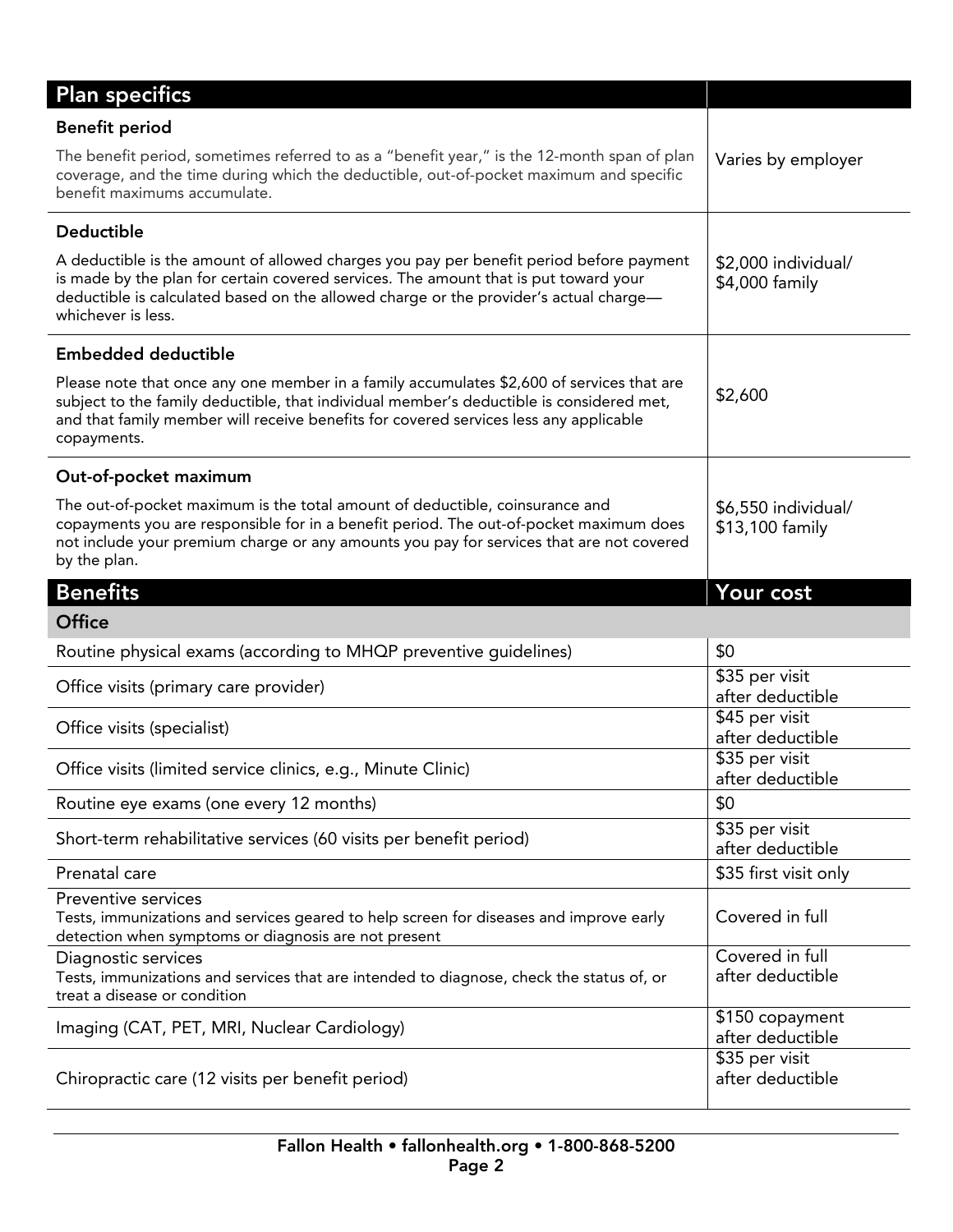| Plan specifics | |
|---|---|
| **Benefit period**<br><br>The benefit period, sometimes referred to as a "benefit year," is the 12-month span of plan coverage, and the time during which the deductible, out-of-pocket maximum and specific benefit maximums accumulate. | Varies by employer |
| **Deductible**<br><br>A deductible is the amount of allowed charges you pay per benefit period before payment is made by the plan for certain covered services. The amount that is put toward your deductible is calculated based on the allowed charge or the provider's actual charge—whichever is less. | $2,000 individual/<br>$4,000 family |
| **Embedded deductible**<br><br>Please note that once any one member in a family accumulates $2,600 of services that are subject to the family deductible, that individual member's deductible is considered met, and that family member will receive benefits for covered services less any applicable copayments. | $2,600 |
| **Out-of-pocket maximum**<br><br>The out-of-pocket maximum is the total amount of deductible, coinsurance and copayments you are responsible for in a benefit period. The out-of-pocket maximum does not include your premium charge or any amounts you pay for services that are not covered by the plan. | $6,550 individual/<br>$13,100 family |

| Benefits | Your cost |
|---|---|
| **Office** | |
| Routine physical exams (according to MHQP preventive guidelines) | $0 |
| Office visits (primary care provider) | $35 per visit after deductible |
| Office visits (specialist) | $45 per visit after deductible |
| Office visits (limited service clinics, e.g., Minute Clinic) | $35 per visit after deductible |
| Routine eye exams (one every 12 months) | $0 |
| Short-term rehabilitative services (60 visits per benefit period) | $35 per visit after deductible |
| Prenatal care | $35 first visit only |
| Preventive services<br>Tests, immunizations and services geared to help screen for diseases and improve early detection when symptoms or diagnosis are not present | Covered in full |
| Diagnostic services<br>Tests, immunizations and services that are intended to diagnose, check the status of, or treat a disease or condition | Covered in full after deductible |
| Imaging (CAT, PET, MRI, Nuclear Cardiology) | $150 copayment after deductible |
| Chiropractic care (12 visits per benefit period) | $35 per visit after deductible |

**Fallon Health • fallonhealth.org • 1-800-868-5200**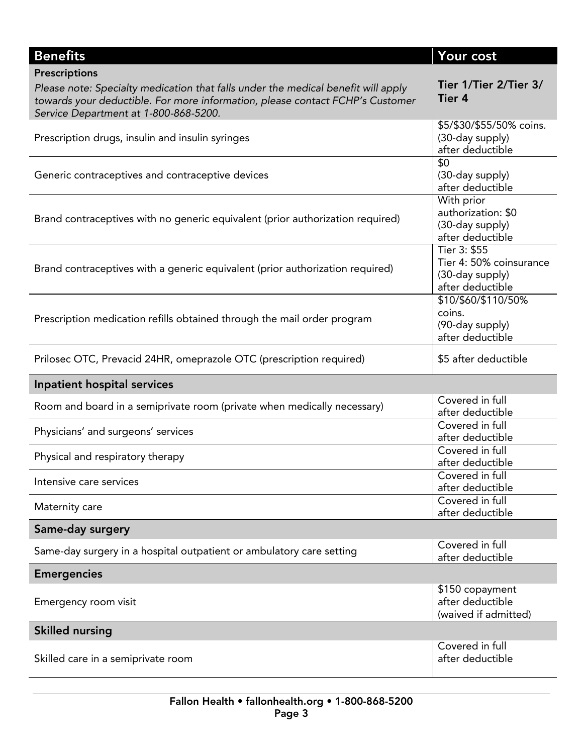| Benefits | Your cost |
|---|---|
| **Prescriptions**<br>*Please note: Specialty medication that falls under the medical benefit will apply towards your deductible. For more information, please contact FCHP's Customer Service Department at 1-800-868-5200.* | **Tier 1/Tier 2/Tier 3/ Tier 4** |
| Prescription drugs, insulin and insulin syringes | $5/$30/$55/50% coins. (30-day supply) after deductible |
| Generic contraceptives and contraceptive devices | $0 (30-day supply) after deductible |
| Brand contraceptives with no generic equivalent (prior authorization required) | With prior authorization: $0 (30-day supply) after deductible |
| Brand contraceptives with a generic equivalent (prior authorization required) | Tier 3: $55<br>Tier 4: 50% coinsurance (30-day supply) after deductible |
| Prescription medication refills obtained through the mail order program | $10/$60/$110/50% coins. (90-day supply) after deductible |
| Prilosec OTC, Prevacid 24HR, omeprazole OTC (prescription required) | $5 after deductible |
| **Inpatient hospital services** | |
| Room and board in a semiprivate room (private when medically necessary) | Covered in full after deductible |
| Physicians' and surgeons' services | Covered in full after deductible |
| Physical and respiratory therapy | Covered in full after deductible |
| Intensive care services | Covered in full after deductible |
| Maternity care | Covered in full after deductible |
| **Same-day surgery** | |
| Same-day surgery in a hospital outpatient or ambulatory care setting | Covered in full after deductible |
| **Emergencies** | |
| Emergency room visit | $150 copayment after deductible (waived if admitted) |
| **Skilled nursing** | |
| Skilled care in a semiprivate room | Covered in full after deductible |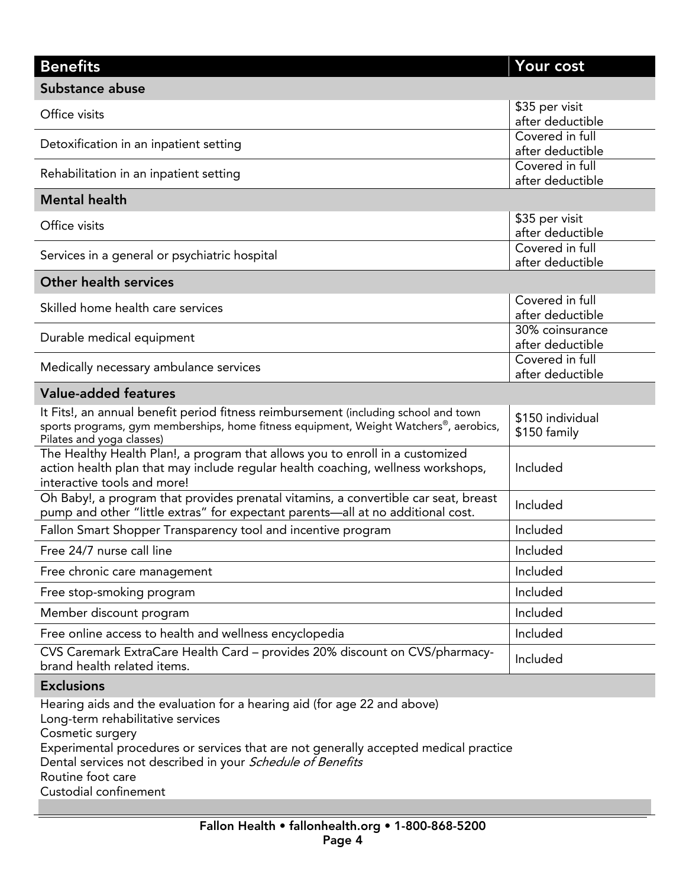| Benefits | Your cost |
|---|---|
| **Substance abuse** | |
| Office visits | $35 per visit after deductible |
| Detoxification in an inpatient setting | Covered in full after deductible |
| Rehabilitation in an inpatient setting | Covered in full after deductible |
| **Mental health** | |
| Office visits | $35 per visit after deductible |
| Services in a general or psychiatric hospital | Covered in full after deductible |
| **Other health services** | |
| Skilled home health care services | Covered in full after deductible |
| Durable medical equipment | 30% coinsurance after deductible |
| Medically necessary ambulance services | Covered in full after deductible |
| **Value-added features** | |
| It Fits!, an annual benefit period fitness reimbursement (including school and town sports programs, gym memberships, home fitness equipment, Weight Watchers®, aerobics, Pilates and yoga classes) | $150 individual<br>$150 family |
| The Healthy Health Plan!, a program that allows you to enroll in a customized action health plan that may include regular health coaching, wellness workshops, interactive tools and more! | Included |
| Oh Baby!, a program that provides prenatal vitamins, a convertible car seat, breast pump and other "little extras" for expectant parents—all at no additional cost. | Included |
| Fallon Smart Shopper Transparency tool and incentive program | Included |
| Free 24/7 nurse call line | Included |
| Free chronic care management | Included |
| Free stop-smoking program | Included |
| Member discount program | Included |
| Free online access to health and wellness encyclopedia | Included |
| CVS Caremark ExtraCare Health Card – provides 20% discount on CVS/pharmacy-brand health related items. | Included |

**Exclusions**

Hearing aids and the evaluation for a hearing aid (for age 22 and above)
Long-term rehabilitative services
Cosmetic surgery
Experimental procedures or services that are not generally accepted medical practice
Dental services not described in your *Schedule of Benefits*
Routine foot care
Custodial confinement

**Fallon Health • fallonhealth.org • 1-800-868-5200**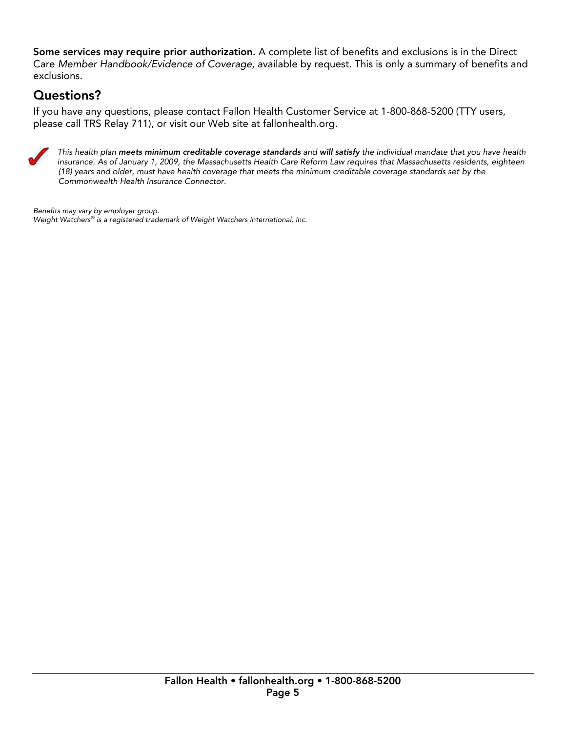**Some services may require prior authorization.** A complete list of benefits and exclusions is in the Direct Care *Member Handbook/Evidence of Coverage*, available by request. This is only a summary of benefits and exclusions.

## Questions?

If you have any questions, please contact Fallon Health Customer Service at 1-800-868-5200 (TTY users, please call TRS Relay 711), or visit our Web site at fallonhealth.org.

*This health plan* ***meets minimum creditable coverage standards*** *and* ***will satisfy*** *the individual mandate that you have health insurance. As of January 1, 2009, the Massachusetts Health Care Reform Law requires that Massachusetts residents, eighteen (18) years and older, must have health coverage that meets the minimum creditable coverage standards set by the Commonwealth Health Insurance Connector.*

*Benefits may vary by employer group.*
*Weight Watchers® is a registered trademark of Weight Watchers International, Inc.*